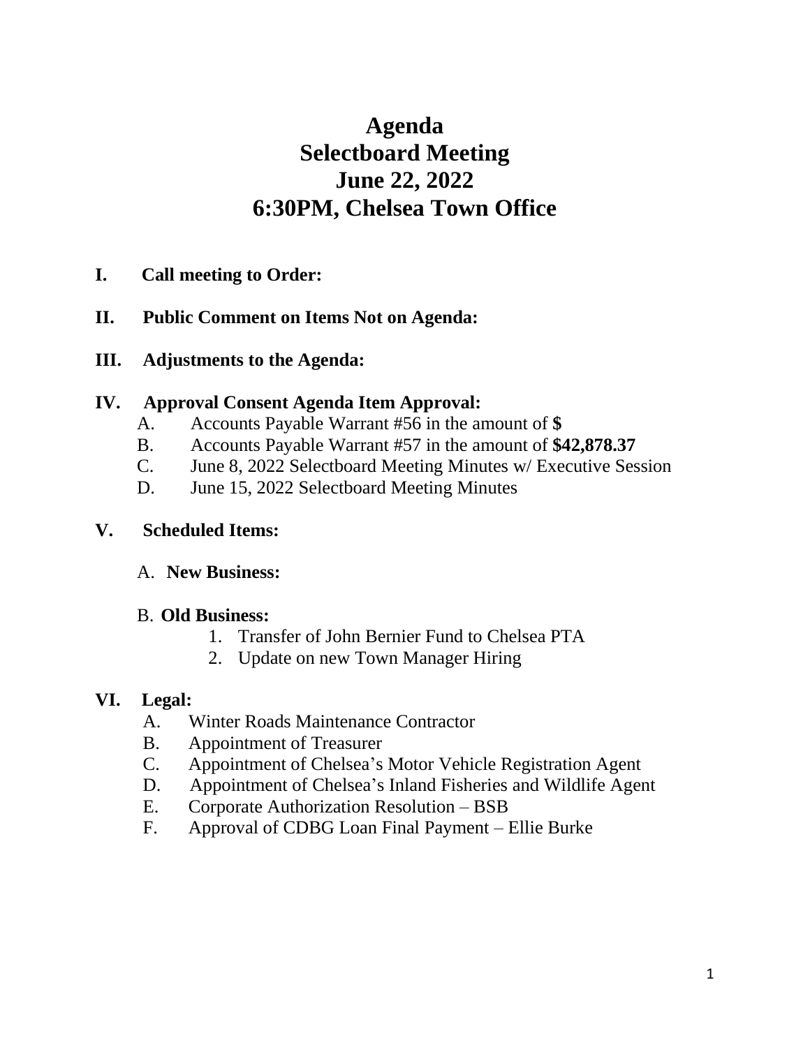# Agenda
# Selectboard Meeting
# June 22, 2022
# 6:30PM, Chelsea Town Office

**I. Call meeting to Order:**

**II. Public Comment on Items Not on Agenda:**

**III. Adjustments to the Agenda:**

**IV. Approval Consent Agenda Item Approval:**

A. Accounts Payable Warrant #56 in the amount of **$**
B. Accounts Payable Warrant #57 in the amount of **$42,878.37**
C. June 8, 2022 Selectboard Meeting Minutes w/ Executive Session
D. June 15, 2022 Selectboard Meeting Minutes

**V. Scheduled Items:**

A. **New Business:**

B. **Old Business:**

1. Transfer of John Bernier Fund to Chelsea PTA
2. Update on new Town Manager Hiring

**VI. Legal:**

A. Winter Roads Maintenance Contractor
B. Appointment of Treasurer
C. Appointment of Chelsea's Motor Vehicle Registration Agent
D. Appointment of Chelsea's Inland Fisheries and Wildlife Agent
E. Corporate Authorization Resolution – BSB
F. Approval of CDBG Loan Final Payment – Ellie Burke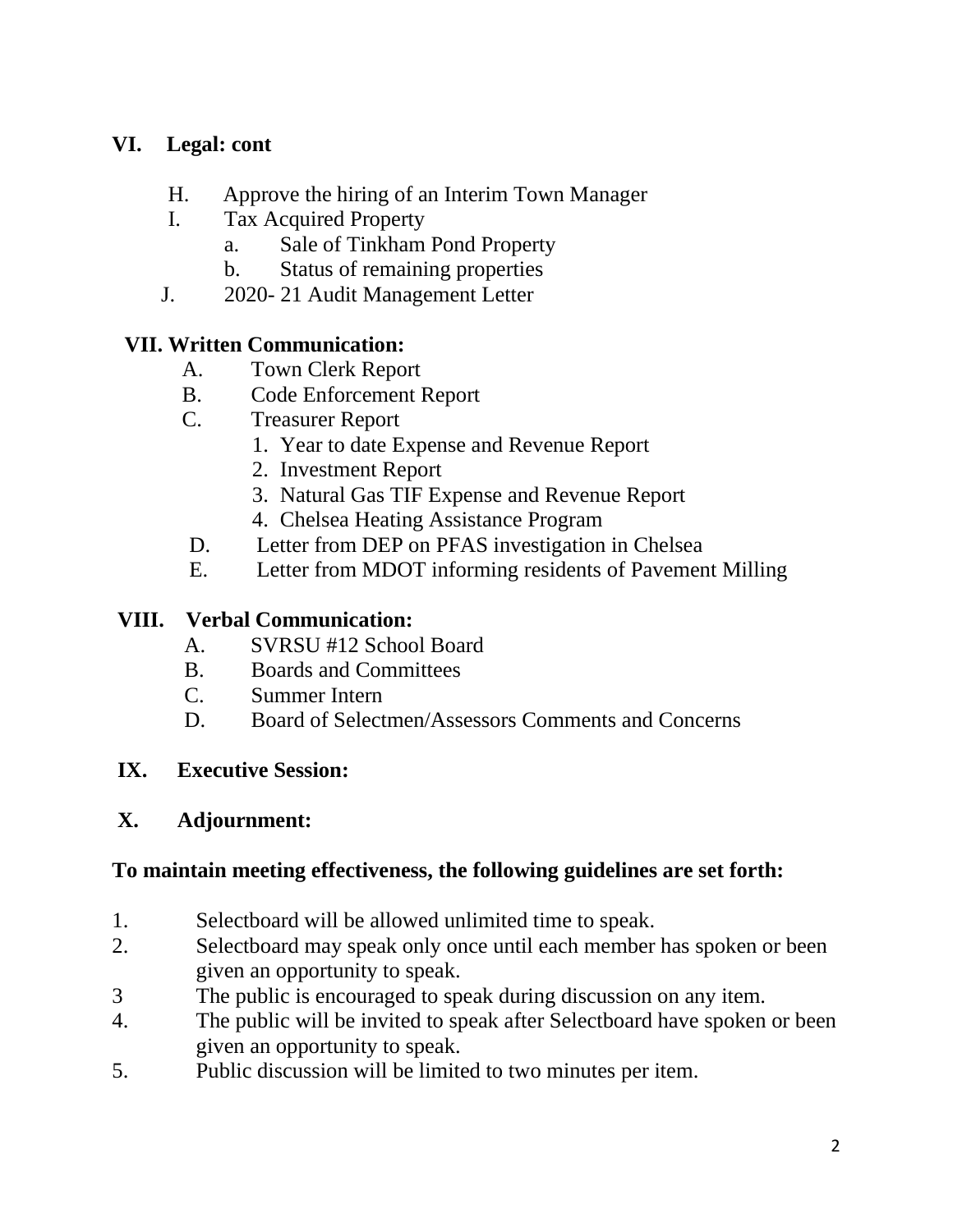**VI. Legal: cont**

H. Approve the hiring of an Interim Town Manager

I. Tax Acquired Property

- a. Sale of Tinkham Pond Property
- b. Status of remaining properties

J. 2020- 21 Audit Management Letter

**VII. Written Communication:**

A. Town Clerk Report

B. Code Enforcement Report

C. Treasurer Report

1. Year to date Expense and Revenue Report
2. Investment Report
3. Natural Gas TIF Expense and Revenue Report
4. Chelsea Heating Assistance Program

D. Letter from DEP on PFAS investigation in Chelsea

E. Letter from MDOT informing residents of Pavement Milling

**VIII. Verbal Communication:**

A. SVRSU #12 School Board

B. Boards and Committees

C. Summer Intern

D. Board of Selectmen/Assessors Comments and Concerns

**IX. Executive Session:**

**X. Adjournment:**

**To maintain meeting effectiveness, the following guidelines are set forth:**

1. Selectboard will be allowed unlimited time to speak.
2. Selectboard may speak only once until each member has spoken or been given an opportunity to speak.
3 The public is encouraged to speak during discussion on any item.
4. The public will be invited to speak after Selectboard have spoken or been given an opportunity to speak.
5. Public discussion will be limited to two minutes per item.